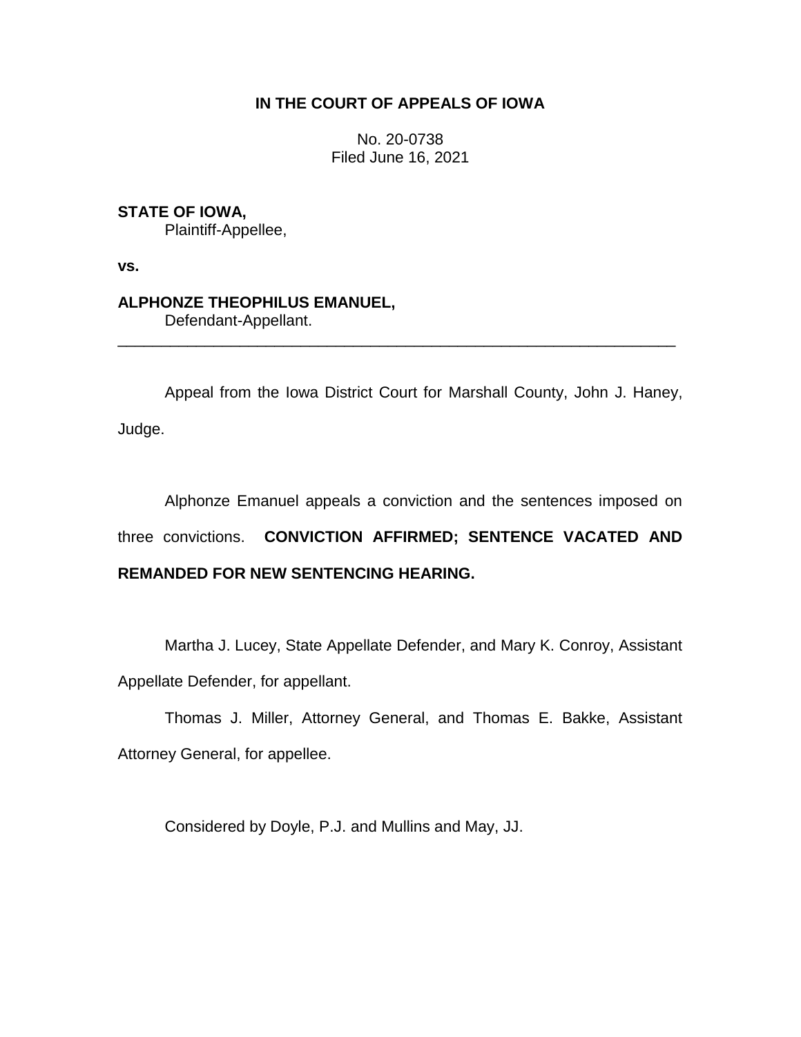**IN THE COURT OF APPEALS OF IOWA**

No. 20-0738
Filed June 16, 2021

**STATE OF IOWA,**
Plaintiff-Appellee,

**vs.**

**ALPHONZE THEOPHILUS EMANUEL,**
Defendant-Appellant.

---

Appeal from the Iowa District Court for Marshall County, John J. Haney, Judge.

Alphonze Emanuel appeals a conviction and the sentences imposed on three convictions. **CONVICTION AFFIRMED; SENTENCE VACATED AND REMANDED FOR NEW SENTENCING HEARING.**

Martha J. Lucey, State Appellate Defender, and Mary K. Conroy, Assistant Appellate Defender, for appellant.

Thomas J. Miller, Attorney General, and Thomas E. Bakke, Assistant Attorney General, for appellee.

Considered by Doyle, P.J. and Mullins and May, JJ.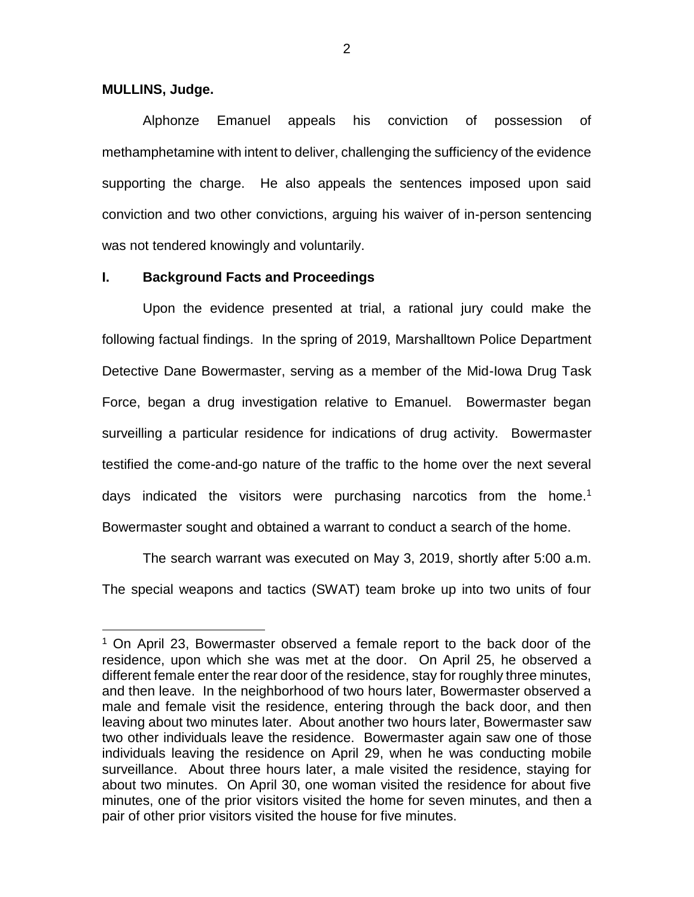**MULLINS, Judge.**

Alphonze Emanuel appeals his conviction of possession of methamphetamine with intent to deliver, challenging the sufficiency of the evidence supporting the charge. He also appeals the sentences imposed upon said conviction and two other convictions, arguing his waiver of in-person sentencing was not tendered knowingly and voluntarily.

## I. Background Facts and Proceedings

Upon the evidence presented at trial, a rational jury could make the following factual findings. In the spring of 2019, Marshalltown Police Department Detective Dane Bowermaster, serving as a member of the Mid-Iowa Drug Task Force, began a drug investigation relative to Emanuel. Bowermaster began surveilling a particular residence for indications of drug activity. Bowermaster testified the come-and-go nature of the traffic to the home over the next several days indicated the visitors were purchasing narcotics from the home.[1] Bowermaster sought and obtained a warrant to conduct a search of the home.

The search warrant was executed on May 3, 2019, shortly after 5:00 a.m. The special weapons and tactics (SWAT) team broke up into two units of four

[1] On April 23, Bowermaster observed a female report to the back door of the residence, upon which she was met at the door. On April 25, he observed a different female enter the rear door of the residence, stay for roughly three minutes, and then leave. In the neighborhood of two hours later, Bowermaster observed a male and female visit the residence, entering through the back door, and then leaving about two minutes later. About another two hours later, Bowermaster saw two other individuals leave the residence. Bowermaster again saw one of those individuals leaving the residence on April 29, when he was conducting mobile surveillance. About three hours later, a male visited the residence, staying for about two minutes. On April 30, one woman visited the residence for about five minutes, one of the prior visitors visited the home for seven minutes, and then a pair of other prior visitors visited the house for five minutes.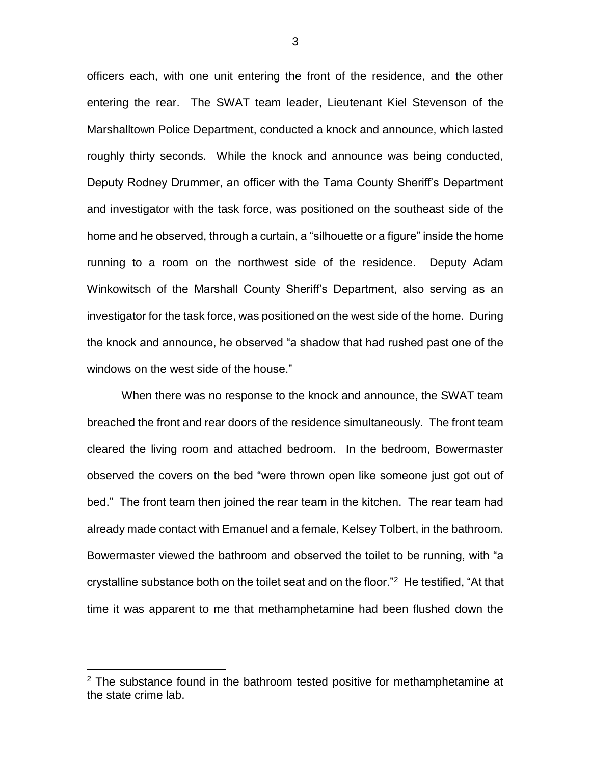officers each, with one unit entering the front of the residence, and the other entering the rear. The SWAT team leader, Lieutenant Kiel Stevenson of the Marshalltown Police Department, conducted a knock and announce, which lasted roughly thirty seconds. While the knock and announce was being conducted, Deputy Rodney Drummer, an officer with the Tama County Sheriff's Department and investigator with the task force, was positioned on the southeast side of the home and he observed, through a curtain, a "silhouette or a figure" inside the home running to a room on the northwest side of the residence. Deputy Adam Winkowitsch of the Marshall County Sheriff's Department, also serving as an investigator for the task force, was positioned on the west side of the home. During the knock and announce, he observed "a shadow that had rushed past one of the windows on the west side of the house."

When there was no response to the knock and announce, the SWAT team breached the front and rear doors of the residence simultaneously. The front team cleared the living room and attached bedroom. In the bedroom, Bowermaster observed the covers on the bed "were thrown open like someone just got out of bed." The front team then joined the rear team in the kitchen. The rear team had already made contact with Emanuel and a female, Kelsey Tolbert, in the bathroom. Bowermaster viewed the bathroom and observed the toilet to be running, with "a crystalline substance both on the toilet seat and on the floor."[2] He testified, "At that time it was apparent to me that methamphetamine had been flushed down the

---

[2] The substance found in the bathroom tested positive for methamphetamine at the state crime lab.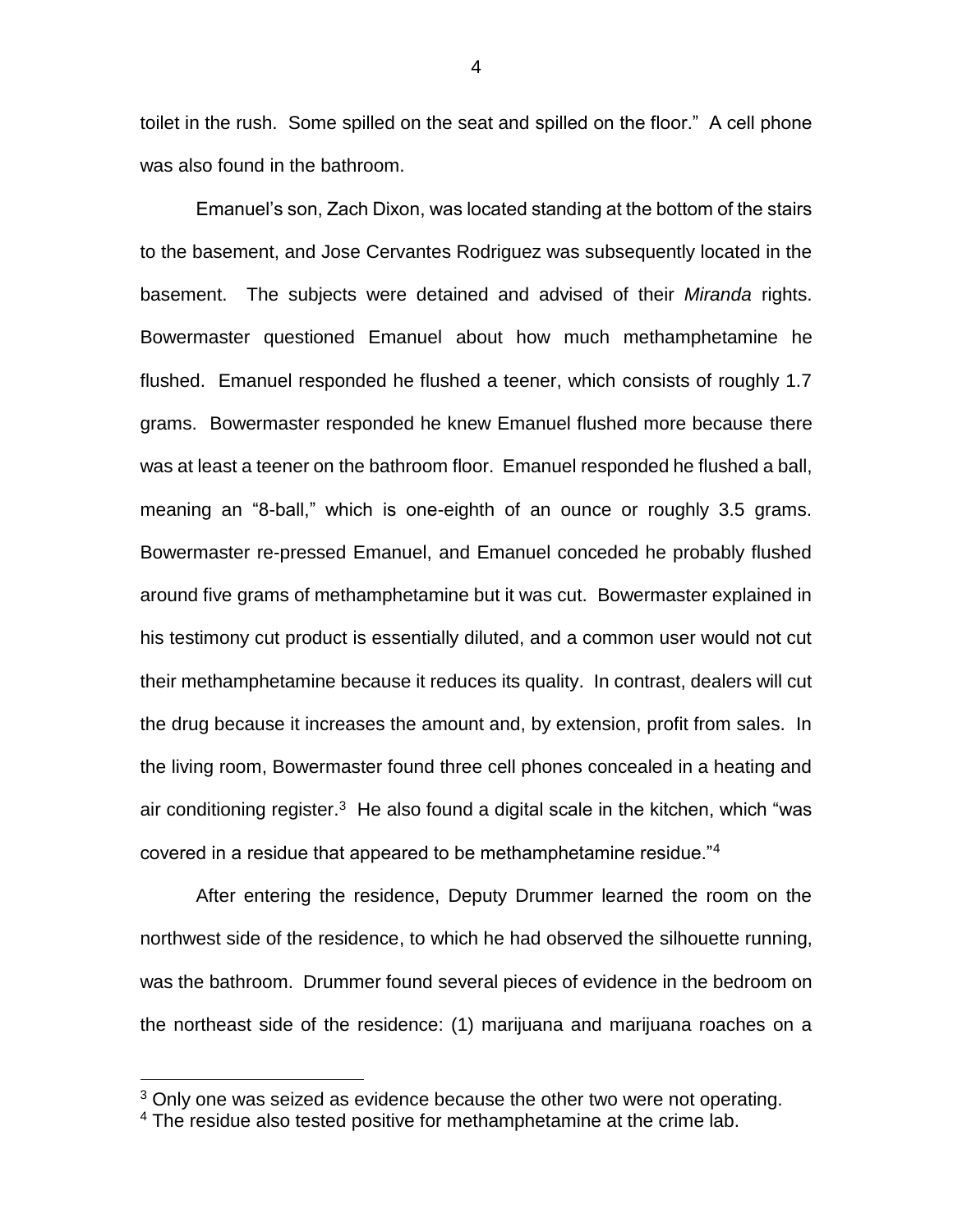toilet in the rush. Some spilled on the seat and spilled on the floor." A cell phone was also found in the bathroom.

Emanuel's son, Zach Dixon, was located standing at the bottom of the stairs to the basement, and Jose Cervantes Rodriguez was subsequently located in the basement. The subjects were detained and advised of their *Miranda* rights. Bowermaster questioned Emanuel about how much methamphetamine he flushed. Emanuel responded he flushed a teener, which consists of roughly 1.7 grams. Bowermaster responded he knew Emanuel flushed more because there was at least a teener on the bathroom floor. Emanuel responded he flushed a ball, meaning an "8-ball," which is one-eighth of an ounce or roughly 3.5 grams. Bowermaster re-pressed Emanuel, and Emanuel conceded he probably flushed around five grams of methamphetamine but it was cut. Bowermaster explained in his testimony cut product is essentially diluted, and a common user would not cut their methamphetamine because it reduces its quality. In contrast, dealers will cut the drug because it increases the amount and, by extension, profit from sales. In the living room, Bowermaster found three cell phones concealed in a heating and air conditioning register.[3] He also found a digital scale in the kitchen, which "was covered in a residue that appeared to be methamphetamine residue."[4]

After entering the residence, Deputy Drummer learned the room on the northwest side of the residence, to which he had observed the silhouette running, was the bathroom. Drummer found several pieces of evidence in the bedroom on the northeast side of the residence: (1) marijuana and marijuana roaches on a

[3] Only one was seized as evidence because the other two were not operating.

[4] The residue also tested positive for methamphetamine at the crime lab.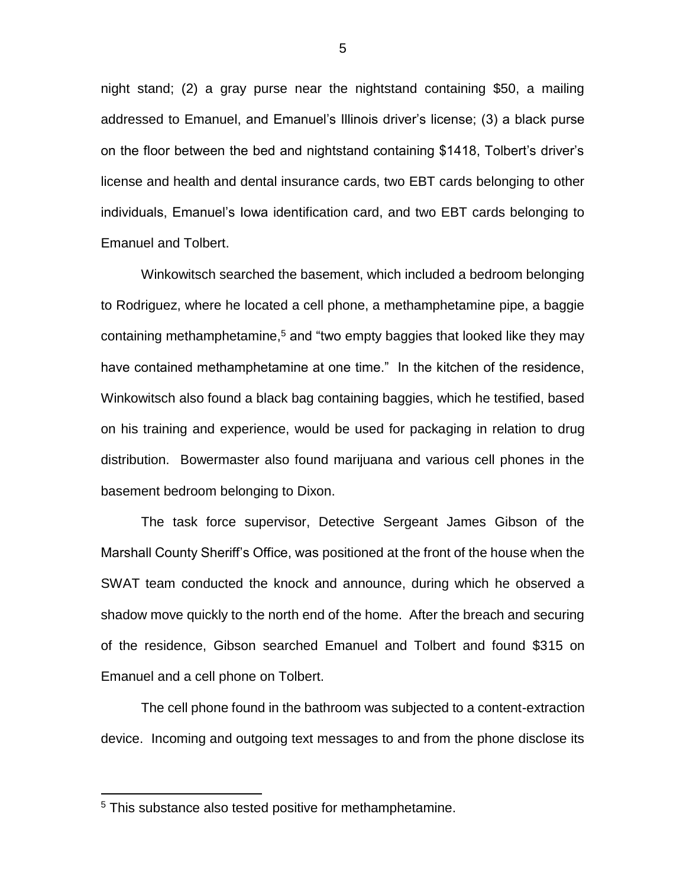night stand; (2) a gray purse near the nightstand containing $50, a mailing addressed to Emanuel, and Emanuel's Illinois driver's license; (3) a black purse on the floor between the bed and nightstand containing $1418, Tolbert's driver's license and health and dental insurance cards, two EBT cards belonging to other individuals, Emanuel's Iowa identification card, and two EBT cards belonging to Emanuel and Tolbert.

Winkowitsch searched the basement, which included a bedroom belonging to Rodriguez, where he located a cell phone, a methamphetamine pipe, a baggie containing methamphetamine,[5] and "two empty baggies that looked like they may have contained methamphetamine at one time." In the kitchen of the residence, Winkowitsch also found a black bag containing baggies, which he testified, based on his training and experience, would be used for packaging in relation to drug distribution. Bowermaster also found marijuana and various cell phones in the basement bedroom belonging to Dixon.

The task force supervisor, Detective Sergeant James Gibson of the Marshall County Sheriff's Office, was positioned at the front of the house when the SWAT team conducted the knock and announce, during which he observed a shadow move quickly to the north end of the home. After the breach and securing of the residence, Gibson searched Emanuel and Tolbert and found $315 on Emanuel and a cell phone on Tolbert.

The cell phone found in the bathroom was subjected to a content-extraction device. Incoming and outgoing text messages to and from the phone disclose its

---

[5] This substance also tested positive for methamphetamine.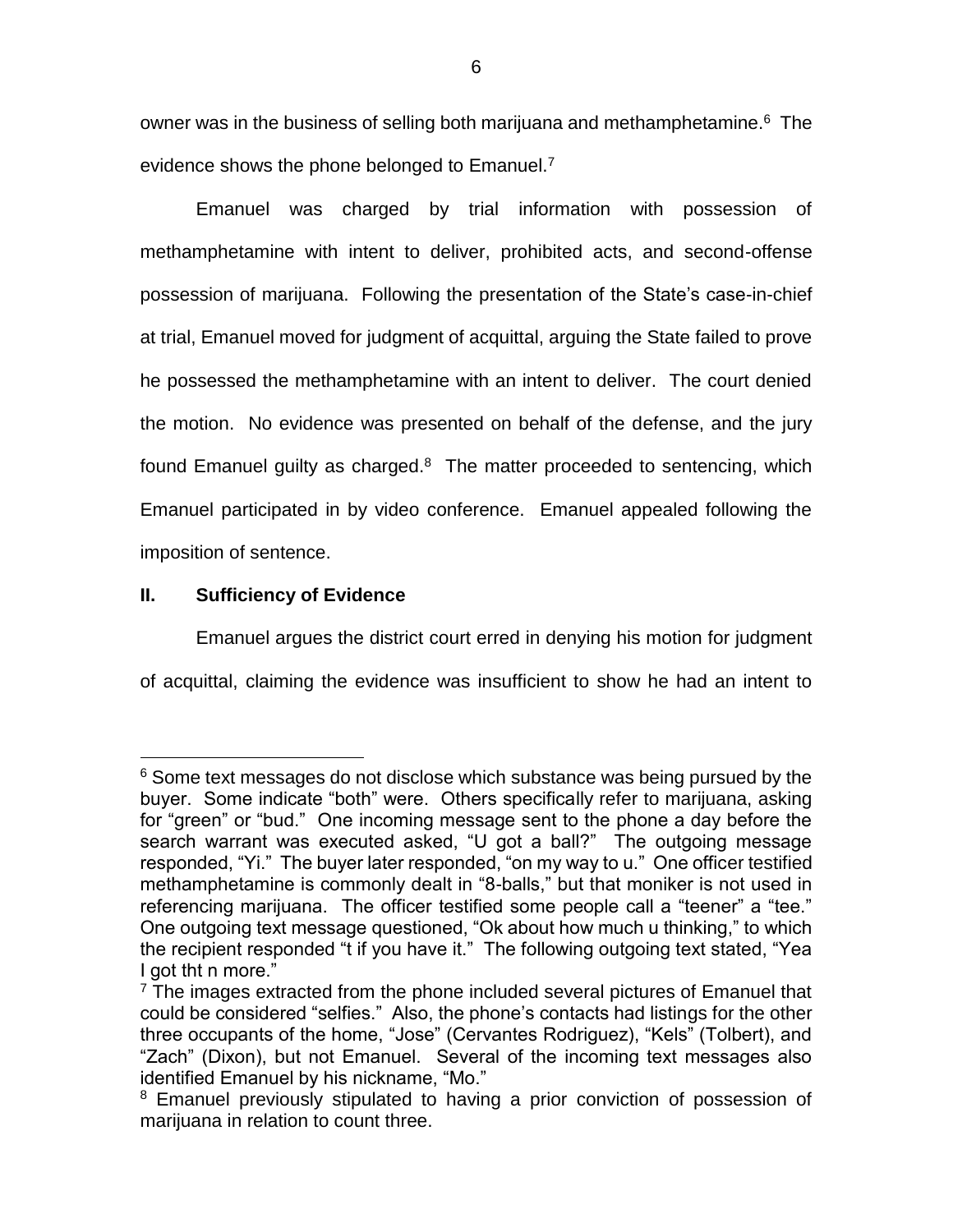owner was in the business of selling both marijuana and methamphetamine.[6] The evidence shows the phone belonged to Emanuel.[7]

Emanuel was charged by trial information with possession of methamphetamine with intent to deliver, prohibited acts, and second-offense possession of marijuana. Following the presentation of the State's case-in-chief at trial, Emanuel moved for judgment of acquittal, arguing the State failed to prove he possessed the methamphetamine with an intent to deliver. The court denied the motion. No evidence was presented on behalf of the defense, and the jury found Emanuel guilty as charged.[8] The matter proceeded to sentencing, which Emanuel participated in by video conference. Emanuel appealed following the imposition of sentence.

## II. Sufficiency of Evidence

Emanuel argues the district court erred in denying his motion for judgment of acquittal, claiming the evidence was insufficient to show he had an intent to

---

[6] Some text messages do not disclose which substance was being pursued by the buyer. Some indicate "both" were. Others specifically refer to marijuana, asking for "green" or "bud." One incoming message sent to the phone a day before the search warrant was executed asked, "U got a ball?" The outgoing message responded, "Yi." The buyer later responded, "on my way to u." One officer testified methamphetamine is commonly dealt in "8-balls," but that moniker is not used in referencing marijuana. The officer testified some people call a "teener" a "tee." One outgoing text message questioned, "Ok about how much u thinking," to which the recipient responded "t if you have it." The following outgoing text stated, "Yea I got tht n more."

[7] The images extracted from the phone included several pictures of Emanuel that could be considered "selfies." Also, the phone's contacts had listings for the other three occupants of the home, "Jose" (Cervantes Rodriguez), "Kels" (Tolbert), and "Zach" (Dixon), but not Emanuel. Several of the incoming text messages also identified Emanuel by his nickname, "Mo."

[8] Emanuel previously stipulated to having a prior conviction of possession of marijuana in relation to count three.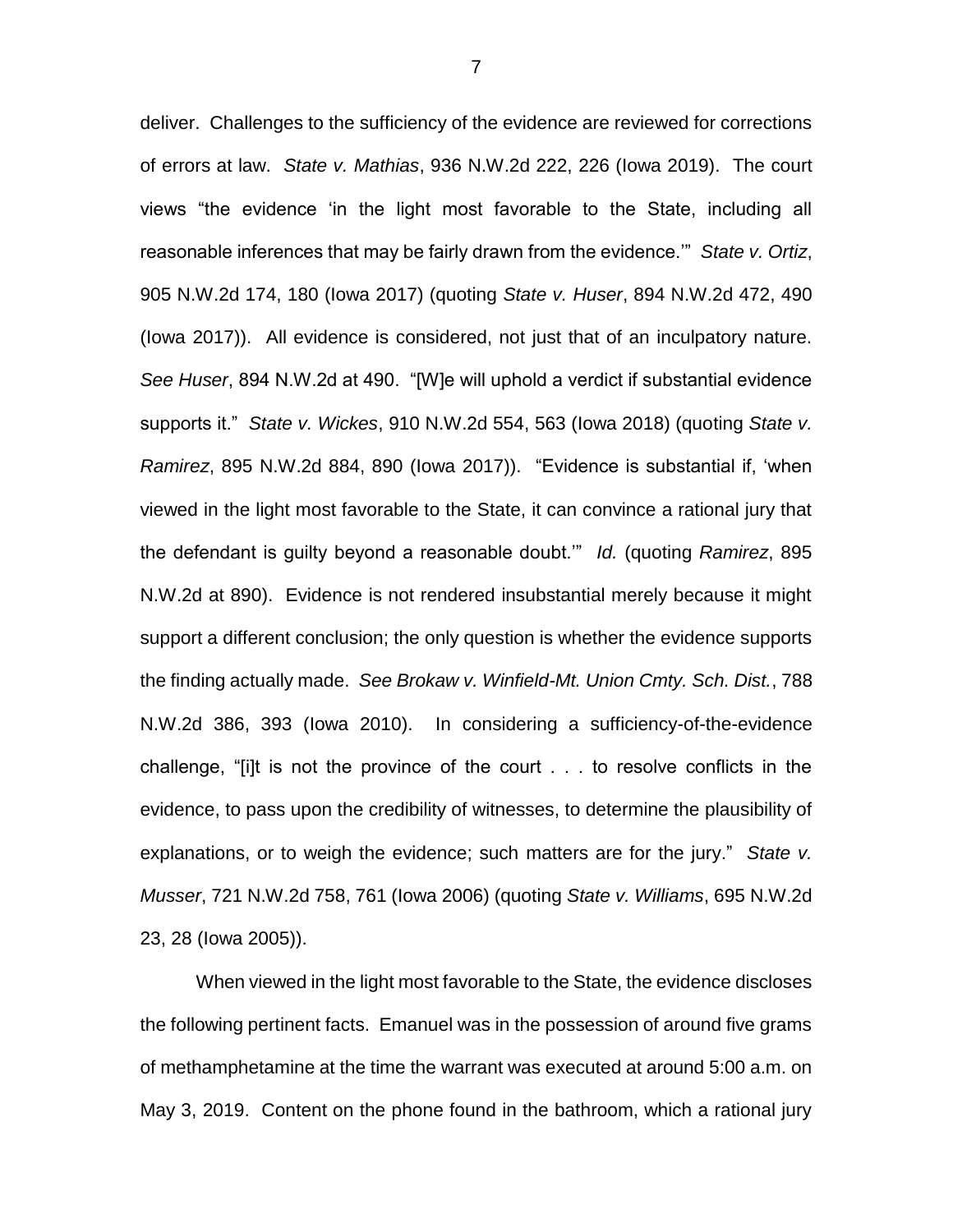deliver. Challenges to the sufficiency of the evidence are reviewed for corrections of errors at law. *State v. Mathias*, 936 N.W.2d 222, 226 (Iowa 2019). The court views "the evidence 'in the light most favorable to the State, including all reasonable inferences that may be fairly drawn from the evidence.'" *State v. Ortiz*, 905 N.W.2d 174, 180 (Iowa 2017) (quoting *State v. Huser*, 894 N.W.2d 472, 490 (Iowa 2017)). All evidence is considered, not just that of an inculpatory nature. *See Huser*, 894 N.W.2d at 490. "[W]e will uphold a verdict if substantial evidence supports it." *State v. Wickes*, 910 N.W.2d 554, 563 (Iowa 2018) (quoting *State v. Ramirez*, 895 N.W.2d 884, 890 (Iowa 2017)). "Evidence is substantial if, 'when viewed in the light most favorable to the State, it can convince a rational jury that the defendant is guilty beyond a reasonable doubt.'" *Id.* (quoting *Ramirez*, 895 N.W.2d at 890). Evidence is not rendered insubstantial merely because it might support a different conclusion; the only question is whether the evidence supports the finding actually made. *See Brokaw v. Winfield-Mt. Union Cmty. Sch. Dist.*, 788 N.W.2d 386, 393 (Iowa 2010). In considering a sufficiency-of-the-evidence challenge, "[i]t is not the province of the court . . . to resolve conflicts in the evidence, to pass upon the credibility of witnesses, to determine the plausibility of explanations, or to weigh the evidence; such matters are for the jury." *State v. Musser*, 721 N.W.2d 758, 761 (Iowa 2006) (quoting *State v. Williams*, 695 N.W.2d 23, 28 (Iowa 2005)).

When viewed in the light most favorable to the State, the evidence discloses the following pertinent facts. Emanuel was in the possession of around five grams of methamphetamine at the time the warrant was executed at around 5:00 a.m. on May 3, 2019. Content on the phone found in the bathroom, which a rational jury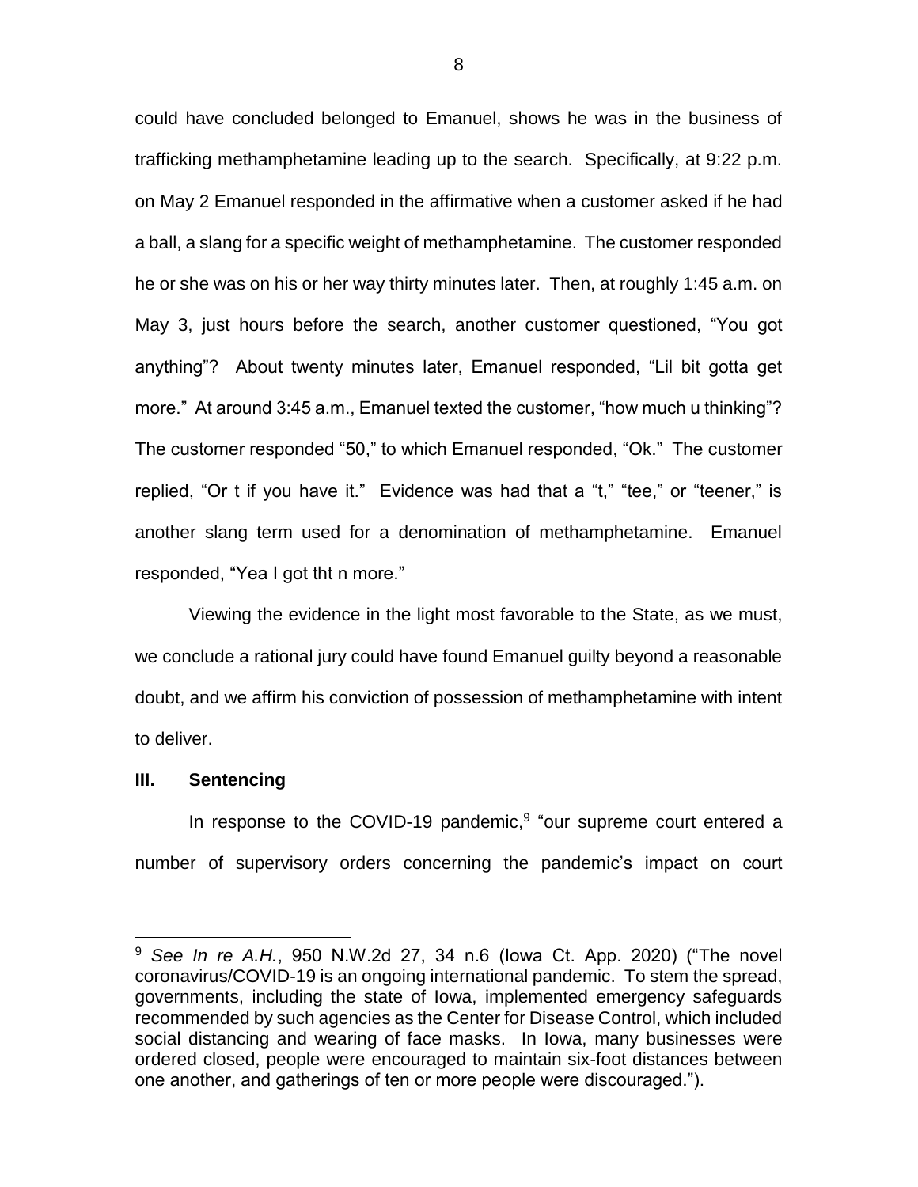could have concluded belonged to Emanuel, shows he was in the business of trafficking methamphetamine leading up to the search. Specifically, at 9:22 p.m. on May 2 Emanuel responded in the affirmative when a customer asked if he had a ball, a slang for a specific weight of methamphetamine. The customer responded he or she was on his or her way thirty minutes later. Then, at roughly 1:45 a.m. on May 3, just hours before the search, another customer questioned, "You got anything"? About twenty minutes later, Emanuel responded, "Lil bit gotta get more." At around 3:45 a.m., Emanuel texted the customer, "how much u thinking"? The customer responded "50," to which Emanuel responded, "Ok." The customer replied, "Or t if you have it." Evidence was had that a "t," "tee," or "teener," is another slang term used for a denomination of methamphetamine. Emanuel responded, "Yea I got tht n more."

Viewing the evidence in the light most favorable to the State, as we must, we conclude a rational jury could have found Emanuel guilty beyond a reasonable doubt, and we affirm his conviction of possession of methamphetamine with intent to deliver.

## III. Sentencing

In response to the COVID-19 pandemic,[9] "our supreme court entered a number of supervisory orders concerning the pandemic's impact on court

---

[9] *See In re A.H.*, 950 N.W.2d 27, 34 n.6 (Iowa Ct. App. 2020) ("The novel coronavirus/COVID-19 is an ongoing international pandemic. To stem the spread, governments, including the state of Iowa, implemented emergency safeguards recommended by such agencies as the Center for Disease Control, which included social distancing and wearing of face masks. In Iowa, many businesses were ordered closed, people were encouraged to maintain six-foot distances between one another, and gatherings of ten or more people were discouraged.").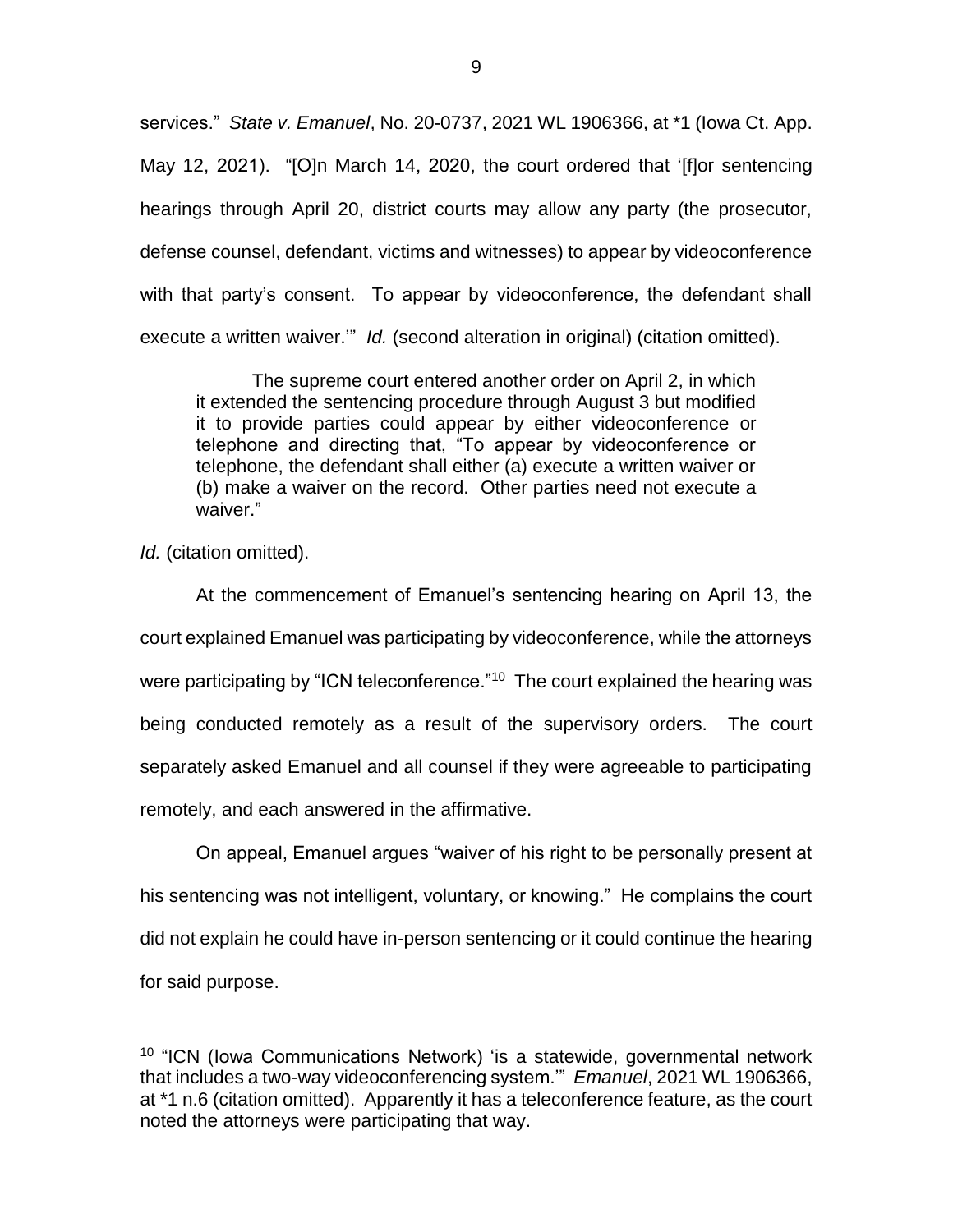services." *State v. Emanuel*, No. 20-0737, 2021 WL 1906366, at *1 (Iowa Ct. App. May 12, 2021). "[O]n March 14, 2020, the court ordered that '[f]or sentencing hearings through April 20, district courts may allow any party (the prosecutor, defense counsel, defendant, victims and witnesses) to appear by videoconference with that party's consent. To appear by videoconference, the defendant shall execute a written waiver.'" *Id.* (second alteration in original) (citation omitted).

> The supreme court entered another order on April 2, in which it extended the sentencing procedure through August 3 but modified it to provide parties could appear by either videoconference or telephone and directing that, "To appear by videoconference or telephone, the defendant shall either (a) execute a written waiver or (b) make a waiver on the record. Other parties need not execute a waiver."

*Id.* (citation omitted).

At the commencement of Emanuel's sentencing hearing on April 13, the court explained Emanuel was participating by videoconference, while the attorneys were participating by "ICN teleconference."[10] The court explained the hearing was being conducted remotely as a result of the supervisory orders. The court separately asked Emanuel and all counsel if they were agreeable to participating remotely, and each answered in the affirmative.

On appeal, Emanuel argues "waiver of his right to be personally present at his sentencing was not intelligent, voluntary, or knowing." He complains the court did not explain he could have in-person sentencing or it could continue the hearing for said purpose.

---

[10] "ICN (Iowa Communications Network) 'is a statewide, governmental network that includes a two-way videoconferencing system.'" *Emanuel*, 2021 WL 1906366, at *1 n.6 (citation omitted). Apparently it has a teleconference feature, as the court noted the attorneys were participating that way.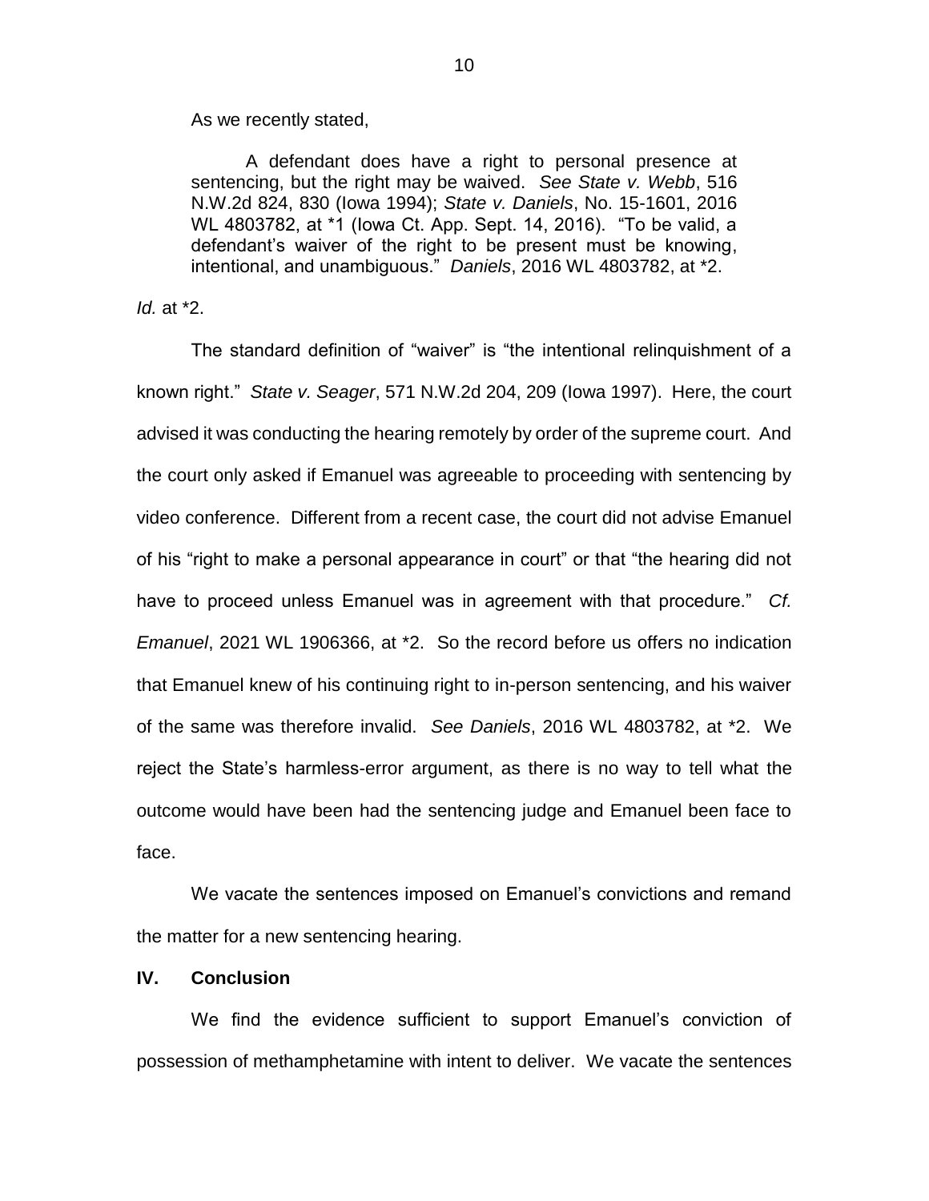As we recently stated,

> A defendant does have a right to personal presence at sentencing, but the right may be waived. *See State v. Webb*, 516 N.W.2d 824, 830 (Iowa 1994); *State v. Daniels*, No. 15-1601, 2016 WL 4803782, at *1 (Iowa Ct. App. Sept. 14, 2016). "To be valid, a defendant's waiver of the right to be present must be knowing, intentional, and unambiguous." *Daniels*, 2016 WL 4803782, at *2.

*Id.* at *2.

The standard definition of "waiver" is "the intentional relinquishment of a known right." *State v. Seager*, 571 N.W.2d 204, 209 (Iowa 1997). Here, the court advised it was conducting the hearing remotely by order of the supreme court. And the court only asked if Emanuel was agreeable to proceeding with sentencing by video conference. Different from a recent case, the court did not advise Emanuel of his "right to make a personal appearance in court" or that "the hearing did not have to proceed unless Emanuel was in agreement with that procedure." *Cf. Emanuel*, 2021 WL 1906366, at *2. So the record before us offers no indication that Emanuel knew of his continuing right to in-person sentencing, and his waiver of the same was therefore invalid. *See Daniels*, 2016 WL 4803782, at *2. We reject the State's harmless-error argument, as there is no way to tell what the outcome would have been had the sentencing judge and Emanuel been face to face.

We vacate the sentences imposed on Emanuel's convictions and remand the matter for a new sentencing hearing.

## IV. Conclusion

We find the evidence sufficient to support Emanuel's conviction of possession of methamphetamine with intent to deliver. We vacate the sentences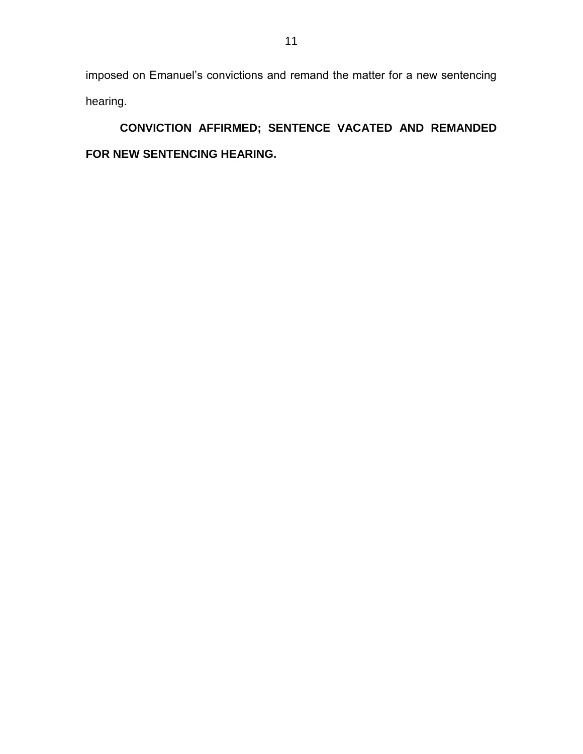imposed on Emanuel's convictions and remand the matter for a new sentencing hearing.

**CONVICTION AFFIRMED; SENTENCE VACATED AND REMANDED FOR NEW SENTENCING HEARING.**